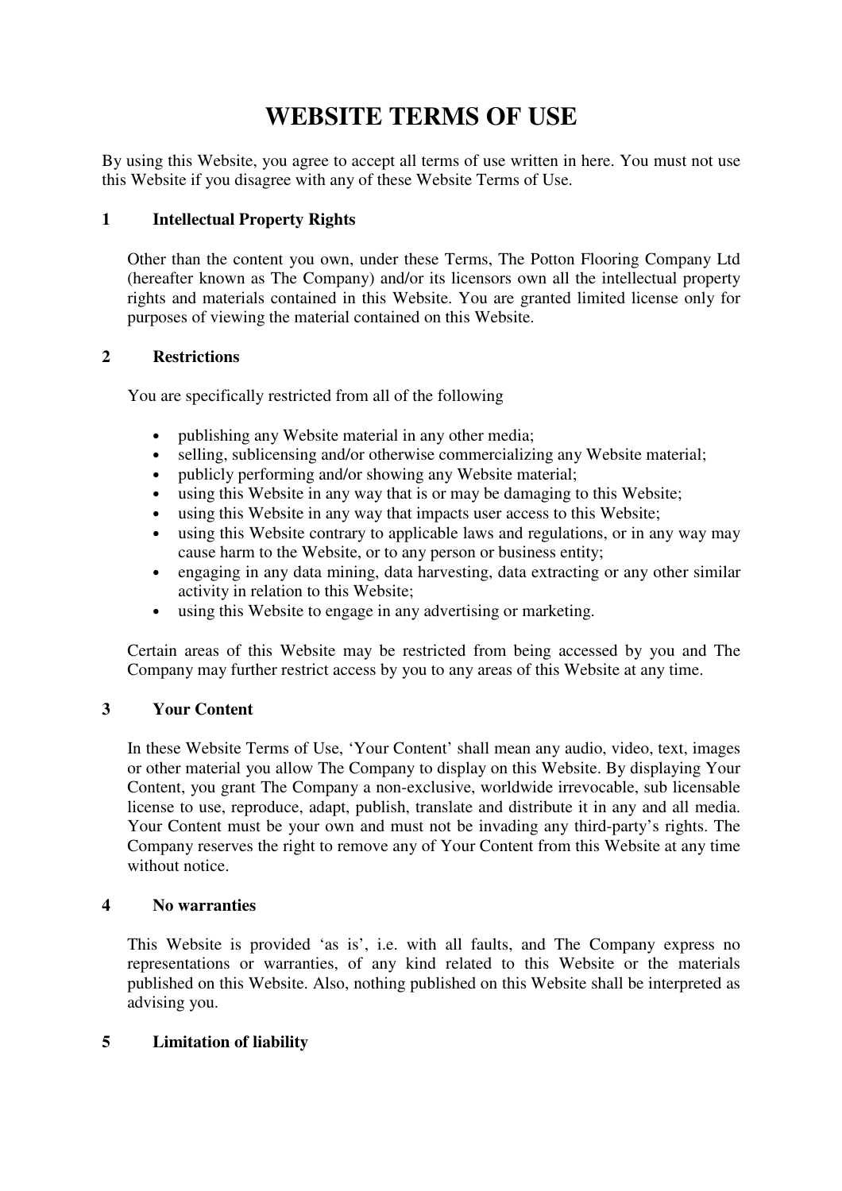# WEBSITE TERMS OF USE

By using this Website, you agree to accept all terms of use written in here. You must not use this Website if you disagree with any of these Website Terms of Use.

## 1 Intellectual Property Rights

Other than the content you own, under these Terms, The Potton Flooring Company Ltd (hereafter known as The Company) and/or its licensors own all the intellectual property rights and materials contained in this Website. You are granted limited license only for purposes of viewing the material contained on this Website.

## 2 Restrictions

You are specifically restricted from all of the following

- publishing any Website material in any other media;
- selling, sublicensing and/or otherwise commercializing any Website material;
- publicly performing and/or showing any Website material;
- using this Website in any way that is or may be damaging to this Website;
- using this Website in any way that impacts user access to this Website;
- using this Website contrary to applicable laws and regulations, or in any way may cause harm to the Website, or to any person or business entity;
- engaging in any data mining, data harvesting, data extracting or any other similar activity in relation to this Website;
- using this Website to engage in any advertising or marketing.

Certain areas of this Website may be restricted from being accessed by you and The Company may further restrict access by you to any areas of this Website at any time.

## 3 Your Content

In these Website Terms of Use, 'Your Content' shall mean any audio, video, text, images or other material you allow The Company to display on this Website. By displaying Your Content, you grant The Company a non-exclusive, worldwide irrevocable, sub licensable license to use, reproduce, adapt, publish, translate and distribute it in any and all media. Your Content must be your own and must not be invading any third-party's rights. The Company reserves the right to remove any of Your Content from this Website at any time without notice.

## 4 No warranties

This Website is provided 'as is', i.e. with all faults, and The Company express no representations or warranties, of any kind related to this Website or the materials published on this Website. Also, nothing published on this Website shall be interpreted as advising you.

## 5 Limitation of liability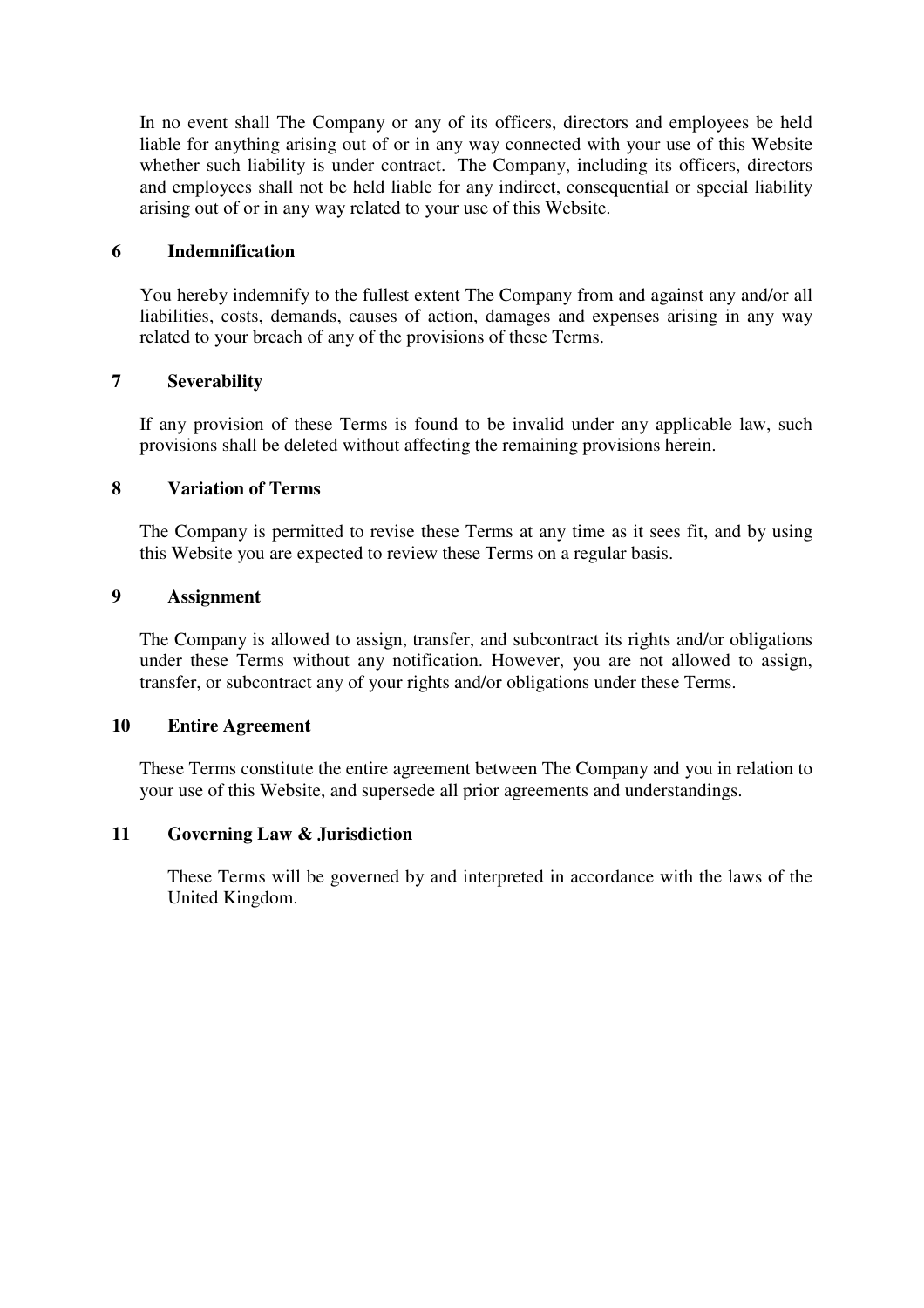In no event shall The Company or any of its officers, directors and employees be held liable for anything arising out of or in any way connected with your use of this Website whether such liability is under contract. The Company, including its officers, directors and employees shall not be held liable for any indirect, consequential or special liability arising out of or in any way related to your use of this Website.

## 6 Indemnification

You hereby indemnify to the fullest extent The Company from and against any and/or all liabilities, costs, demands, causes of action, damages and expenses arising in any way related to your breach of any of the provisions of these Terms.

## 7 Severability

If any provision of these Terms is found to be invalid under any applicable law, such provisions shall be deleted without affecting the remaining provisions herein.

## 8 Variation of Terms

The Company is permitted to revise these Terms at any time as it sees fit, and by using this Website you are expected to review these Terms on a regular basis.

## 9 Assignment

The Company is allowed to assign, transfer, and subcontract its rights and/or obligations under these Terms without any notification. However, you are not allowed to assign, transfer, or subcontract any of your rights and/or obligations under these Terms.

## 10 Entire Agreement

These Terms constitute the entire agreement between The Company and you in relation to your use of this Website, and supersede all prior agreements and understandings.

## 11 Governing Law & Jurisdiction

These Terms will be governed by and interpreted in accordance with the laws of the United Kingdom.